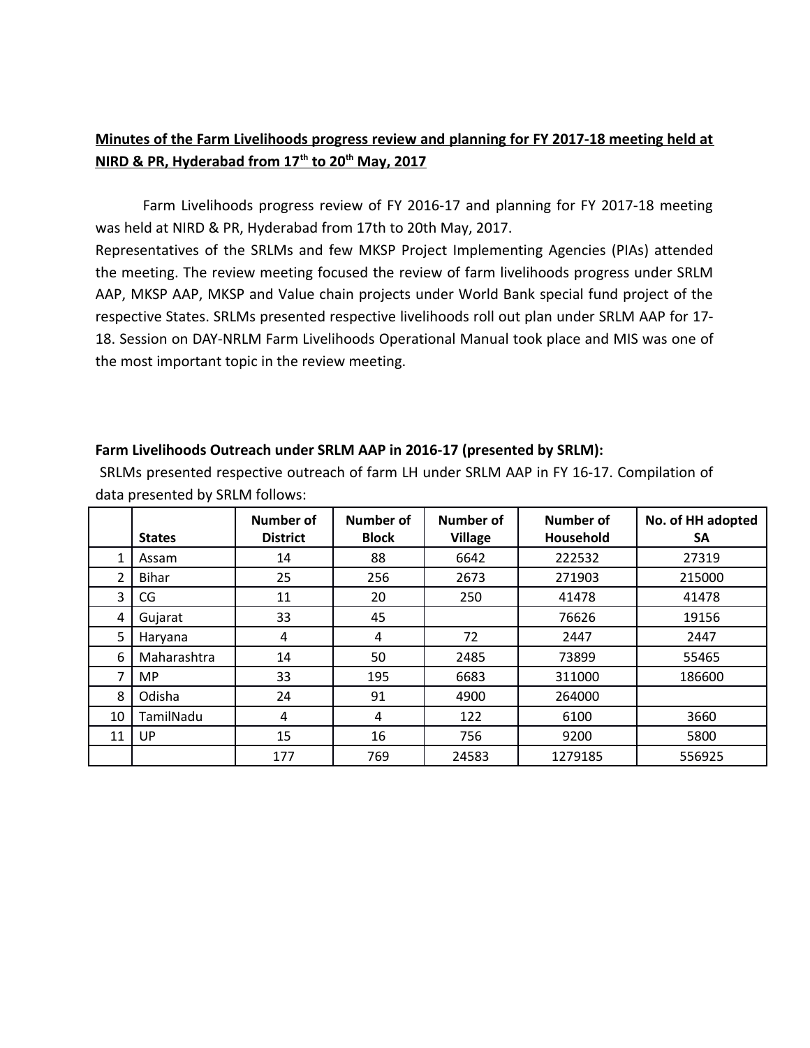## **Minutes of the Farm Livelihoods progress review and planning for FY 2017-18 meeting held at NIRD & PR, Hyderabad from 17th to 20th May, 2017**

Farm Livelihoods progress review of FY 2016-17 and planning for FY 2017-18 meeting was held at NIRD & PR, Hyderabad from 17th to 20th May, 2017.

Representatives of the SRLMs and few MKSP Project Implementing Agencies (PIAs) attended the meeting. The review meeting focused the review of farm livelihoods progress under SRLM AAP, MKSP AAP, MKSP and Value chain projects under World Bank special fund project of the respective States. SRLMs presented respective livelihoods roll out plan under SRLM AAP for 17-18. Session on DAY-NRLM Farm Livelihoods Operational Manual took place and MIS was one of the most important topic in the review meeting.

### **Farm Livelihoods Outreach under SRLM AAP in 2016-17 (presented by SRLM):**

SRLMs presented respective outreach of farm LH under SRLM AAP in FY 16-17. Compilation of data presented by SRLM follows:

| | States | Number of District | Number of Block | Number of Village | Number of Household | No. of HH adopted SA |
|---|---|---|---|---|---|---|
| 1 | Assam | 14 | 88 | 6642 | 222532 | 27319 |
| 2 | Bihar | 25 | 256 | 2673 | 271903 | 215000 |
| 3 | CG | 11 | 20 | 250 | 41478 | 41478 |
| 4 | Gujarat | 33 | 45 | | 76626 | 19156 |
| 5 | Haryana | 4 | 4 | 72 | 2447 | 2447 |
| 6 | Maharashtra | 14 | 50 | 2485 | 73899 | 55465 |
| 7 | MP | 33 | 195 | 6683 | 311000 | 186600 |
| 8 | Odisha | 24 | 91 | 4900 | 264000 | |
| 10 | TamilNadu | 4 | 4 | 122 | 6100 | 3660 |
| 11 | UP | 15 | 16 | 756 | 9200 | 5800 |
| | | 177 | 769 | 24583 | 1279185 | 556925 |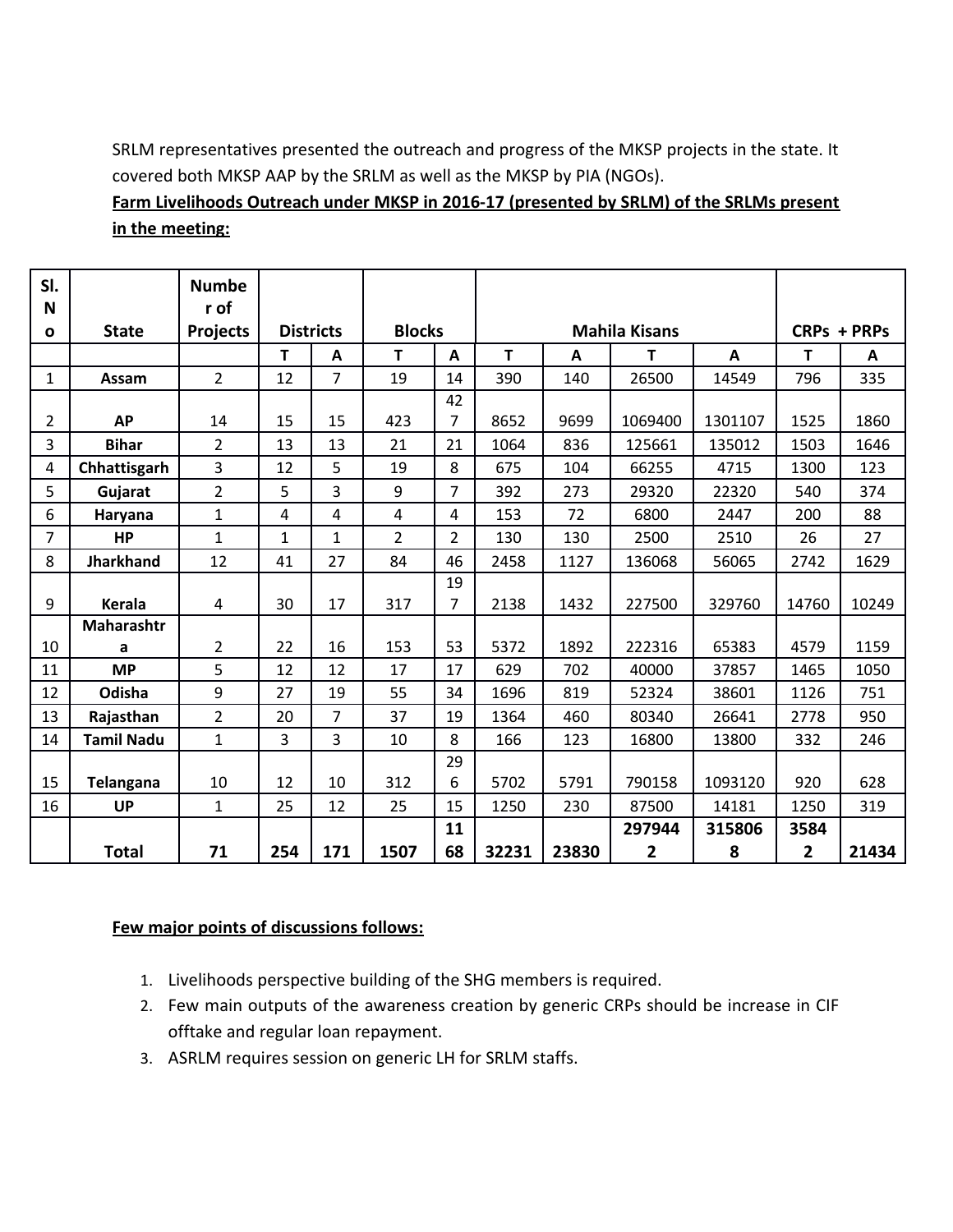SRLM representatives presented the outreach and progress of the MKSP projects in the state. It covered both MKSP AAP by the SRLM as well as the MKSP by PIA (NGOs).

**Farm Livelihoods Outreach under MKSP in 2016-17 (presented by SRLM) of the SRLMs present in the meeting:**

| Sl. No | State | Number of Projects | Districts | | Blocks | | Mahila Kisans | | | | CRPs + PRPs | |
|---|---|---|---|---|---|---|---|---|---|---|---|---|
| | | | T | A | T | A | T | A | T | A | T | A |
| 1 | **Assam** | 2 | 12 | 7 | 19 | 14 | 390 | 140 | 26500 | 14549 | 796 | 335 |
| 2 | **AP** | 14 | 15 | 15 | 423 | 427 | 8652 | 9699 | 1069400 | 1301107 | 1525 | 1860 |
| 3 | **Bihar** | 2 | 13 | 13 | 21 | 21 | 1064 | 836 | 125661 | 135012 | 1503 | 1646 |
| 4 | **Chhattisgarh** | 3 | 12 | 5 | 19 | 8 | 675 | 104 | 66255 | 4715 | 1300 | 123 |
| 5 | **Gujarat** | 2 | 5 | 3 | 9 | 7 | 392 | 273 | 29320 | 22320 | 540 | 374 |
| 6 | **Haryana** | 1 | 4 | 4 | 4 | 4 | 153 | 72 | 6800 | 2447 | 200 | 88 |
| 7 | **HP** | 1 | 1 | 1 | 2 | 2 | 130 | 130 | 2500 | 2510 | 26 | 27 |
| 8 | **Jharkhand** | 12 | 41 | 27 | 84 | 46 | 2458 | 1127 | 136068 | 56065 | 2742 | 1629 |
| 9 | **Kerala** | 4 | 30 | 17 | 317 | 197 | 2138 | 1432 | 227500 | 329760 | 14760 | 10249 |
| 10 | **Maharashtra** | 2 | 22 | 16 | 153 | 53 | 5372 | 1892 | 222316 | 65383 | 4579 | 1159 |
| 11 | **MP** | 5 | 12 | 12 | 17 | 17 | 629 | 702 | 40000 | 37857 | 1465 | 1050 |
| 12 | **Odisha** | 9 | 27 | 19 | 55 | 34 | 1696 | 819 | 52324 | 38601 | 1126 | 751 |
| 13 | **Rajasthan** | 2 | 20 | 7 | 37 | 19 | 1364 | 460 | 80340 | 26641 | 2778 | 950 |
| 14 | **Tamil Nadu** | 1 | 3 | 3 | 10 | 8 | 166 | 123 | 16800 | 13800 | 332 | 246 |
| 15 | **Telangana** | 10 | 12 | 10 | 312 | 296 | 5702 | 5791 | 790158 | 1093120 | 920 | 628 |
| 16 | **UP** | 1 | 25 | 12 | 25 | 15 | 1250 | 230 | 87500 | 14181 | 1250 | 319 |
| | **Total** | **71** | **254** | **171** | **1507** | **1168** | **32231** | **23830** | **2979442** | **3158068** | **35842** | **21434** |

**Few major points of discussions follows:**

1. Livelihoods perspective building of the SHG members is required.
2. Few main outputs of the awareness creation by generic CRPs should be increase in CIF offtake and regular loan repayment.
3. ASRLM requires session on generic LH for SRLM staffs.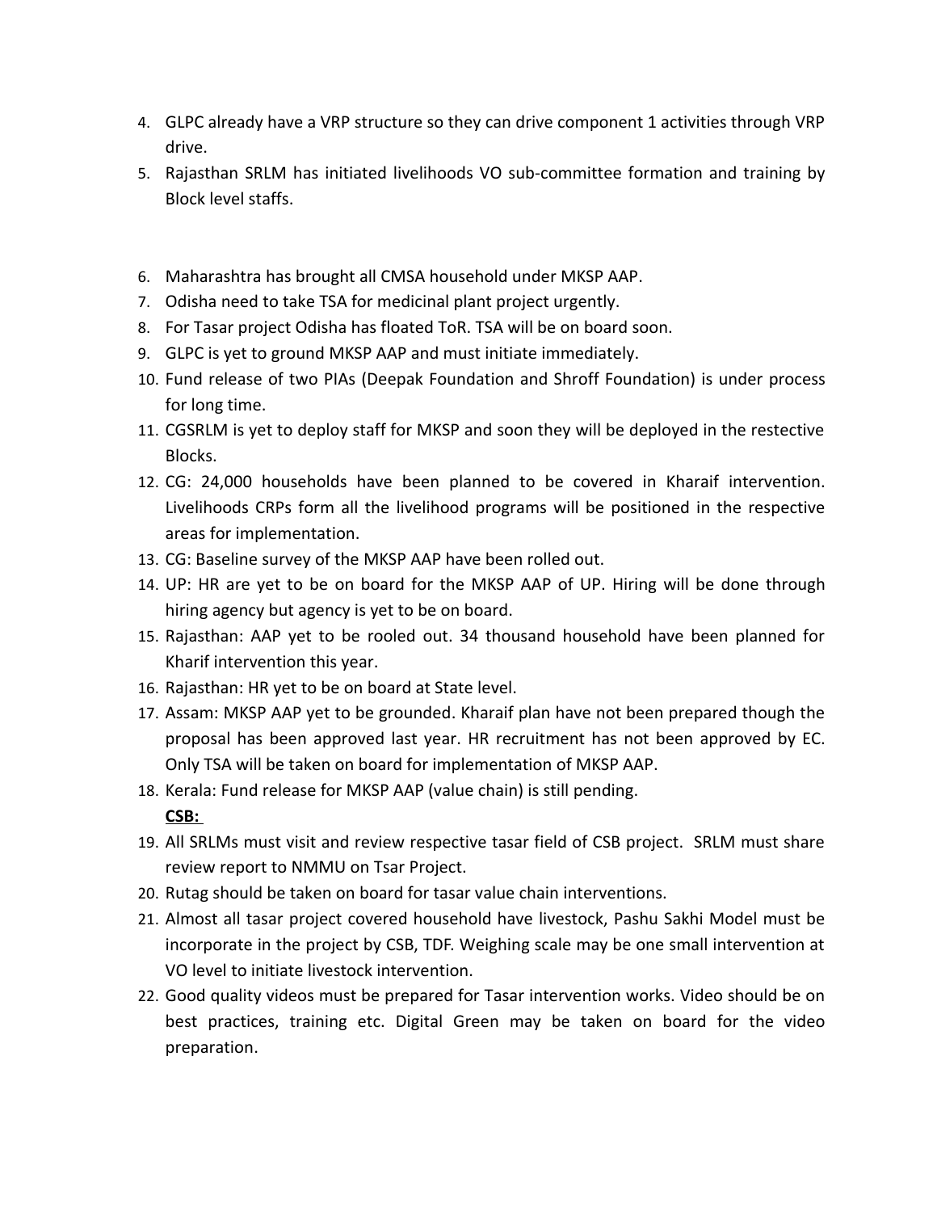4. GLPC already have a VRP structure so they can drive component 1 activities through VRP drive.
5. Rajasthan SRLM has initiated livelihoods VO sub-committee formation and training by Block level staffs.

6. Maharashtra has brought all CMSA household under MKSP AAP.
7. Odisha need to take TSA for medicinal plant project urgently.
8. For Tasar project Odisha has floated ToR. TSA will be on board soon.
9. GLPC is yet to ground MKSP AAP and must initiate immediately.
10. Fund release of two PIAs (Deepak Foundation and Shroff Foundation) is under process for long time.
11. CGSRLM is yet to deploy staff for MKSP and soon they will be deployed in the restective Blocks.
12. CG: 24,000 households have been planned to be covered in Kharaif intervention. Livelihoods CRPs form all the livelihood programs will be positioned in the respective areas for implementation.
13. CG: Baseline survey of the MKSP AAP have been rolled out.
14. UP: HR are yet to be on board for the MKSP AAP of UP. Hiring will be done through hiring agency but agency is yet to be on board.
15. Rajasthan: AAP yet to be rooled out. 34 thousand household have been planned for Kharif intervention this year.
16. Rajasthan: HR yet to be on board at State level.
17. Assam: MKSP AAP yet to be grounded. Kharaif plan have not been prepared though the proposal has been approved last year. HR recruitment has not been approved by EC. Only TSA will be taken on board for implementation of MKSP AAP.
18. Kerala: Fund release for MKSP AAP (value chain) is still pending.

**CSB:**

19. All SRLMs must visit and review respective tasar field of CSB project. SRLM must share review report to NMMU on Tsar Project.
20. Rutag should be taken on board for tasar value chain interventions.
21. Almost all tasar project covered household have livestock, Pashu Sakhi Model must be incorporate in the project by CSB, TDF. Weighing scale may be one small intervention at VO level to initiate livestock intervention.
22. Good quality videos must be prepared for Tasar intervention works. Video should be on best practices, training etc. Digital Green may be taken on board for the video preparation.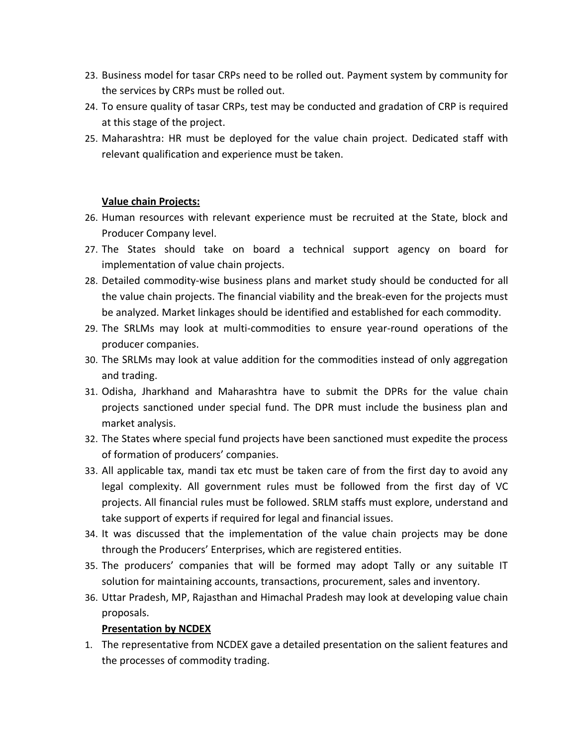23. Business model for tasar CRPs need to be rolled out. Payment system by community for the services by CRPs must be rolled out.
24. To ensure quality of tasar CRPs, test may be conducted and gradation of CRP is required at this stage of the project.
25. Maharashtra: HR must be deployed for the value chain project. Dedicated staff with relevant qualification and experience must be taken.

**<u>Value chain Projects:</u>**

26. Human resources with relevant experience must be recruited at the State, block and Producer Company level.
27. The States should take on board a technical support agency on board for implementation of value chain projects.
28. Detailed commodity-wise business plans and market study should be conducted for all the value chain projects. The financial viability and the break-even for the projects must be analyzed. Market linkages should be identified and established for each commodity.
29. The SRLMs may look at multi-commodities to ensure year-round operations of the producer companies.
30. The SRLMs may look at value addition for the commodities instead of only aggregation and trading.
31. Odisha, Jharkhand and Maharashtra have to submit the DPRs for the value chain projects sanctioned under special fund. The DPR must include the business plan and market analysis.
32. The States where special fund projects have been sanctioned must expedite the process of formation of producers' companies.
33. All applicable tax, mandi tax etc must be taken care of from the first day to avoid any legal complexity. All government rules must be followed from the first day of VC projects. All financial rules must be followed. SRLM staffs must explore, understand and take support of experts if required for legal and financial issues.
34. It was discussed that the implementation of the value chain projects may be done through the Producers' Enterprises, which are registered entities.
35. The producers' companies that will be formed may adopt Tally or any suitable IT solution for maintaining accounts, transactions, procurement, sales and inventory.
36. Uttar Pradesh, MP, Rajasthan and Himachal Pradesh may look at developing value chain proposals.

**<u>Presentation by NCDEX</u>**

1. The representative from NCDEX gave a detailed presentation on the salient features and the processes of commodity trading.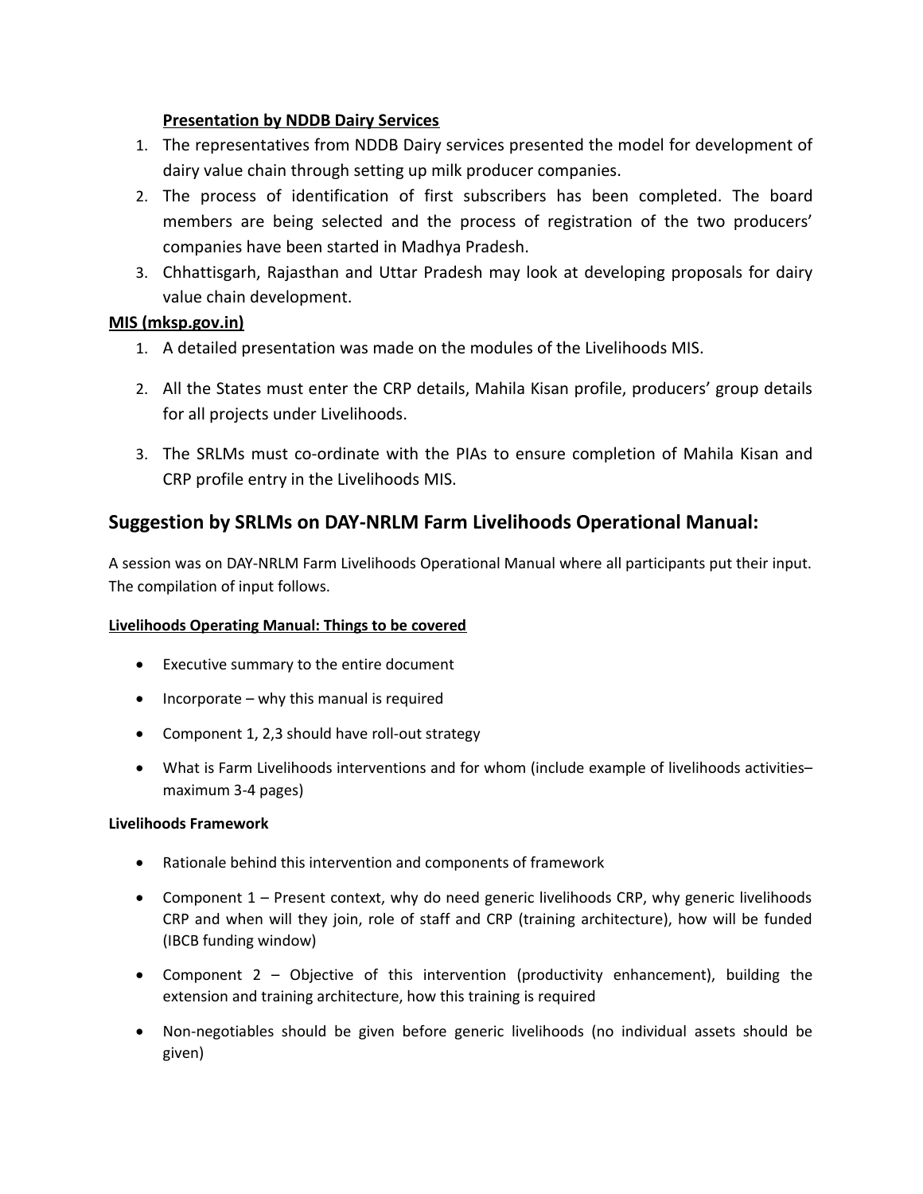**Presentation by NDDB Dairy Services**

1. The representatives from NDDB Dairy services presented the model for development of dairy value chain through setting up milk producer companies.
2. The process of identification of first subscribers has been completed. The board members are being selected and the process of registration of the two producers' companies have been started in Madhya Pradesh.
3. Chhattisgarh, Rajasthan and Uttar Pradesh may look at developing proposals for dairy value chain development.

**MIS (mksp.gov.in)**

1. A detailed presentation was made on the modules of the Livelihoods MIS.
2. All the States must enter the CRP details, Mahila Kisan profile, producers' group details for all projects under Livelihoods.
3. The SRLMs must co-ordinate with the PIAs to ensure completion of Mahila Kisan and CRP profile entry in the Livelihoods MIS.

## Suggestion by SRLMs on DAY-NRLM Farm Livelihoods Operational Manual:

A session was on DAY-NRLM Farm Livelihoods Operational Manual where all participants put their input. The compilation of input follows.

**Livelihoods Operating Manual: Things to be covered**

- Executive summary to the entire document
- Incorporate – why this manual is required
- Component 1, 2,3 should have roll-out strategy
- What is Farm Livelihoods interventions and for whom (include example of livelihoods activities– maximum 3-4 pages)

**Livelihoods Framework**

- Rationale behind this intervention and components of framework
- Component 1 – Present context, why do need generic livelihoods CRP, why generic livelihoods CRP and when will they join, role of staff and CRP (training architecture), how will be funded (IBCB funding window)
- Component 2 – Objective of this intervention (productivity enhancement), building the extension and training architecture, how this training is required
- Non-negotiables should be given before generic livelihoods (no individual assets should be given)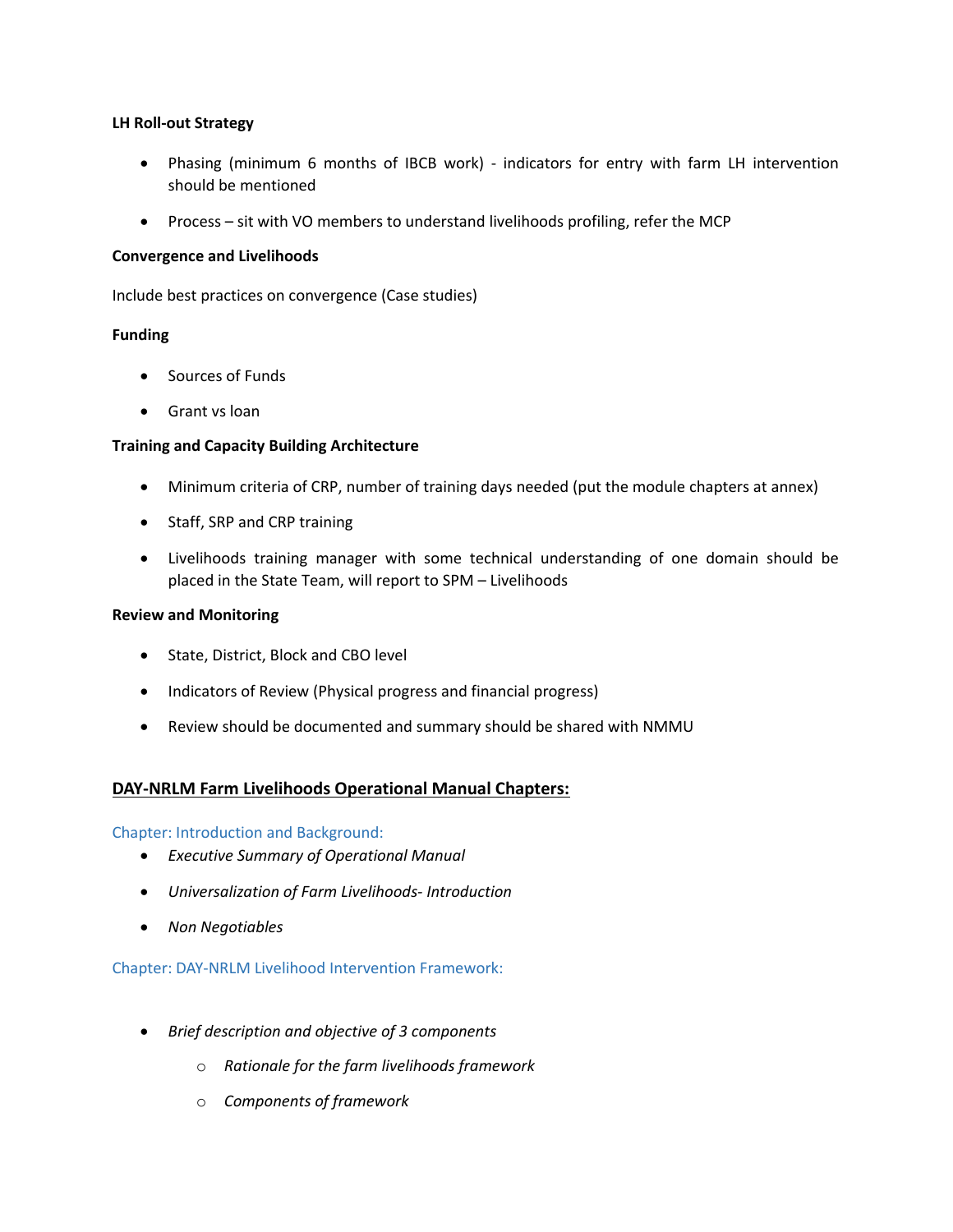**LH Roll-out Strategy**

- Phasing (minimum 6 months of IBCB work) - indicators for entry with farm LH intervention should be mentioned
- Process – sit with VO members to understand livelihoods profiling, refer the MCP

**Convergence and Livelihoods**

Include best practices on convergence (Case studies)

**Funding**

- Sources of Funds
- Grant vs loan

**Training and Capacity Building Architecture**

- Minimum criteria of CRP, number of training days needed (put the module chapters at annex)
- Staff, SRP and CRP training
- Livelihoods training manager with some technical understanding of one domain should be placed in the State Team, will report to SPM – Livelihoods

**Review and Monitoring**

- State, District, Block and CBO level
- Indicators of Review (Physical progress and financial progress)
- Review should be documented and summary should be shared with NMMU

## DAY-NRLM Farm Livelihoods Operational Manual Chapters:

### Chapter: Introduction and Background:

- *Executive Summary of Operational Manual*
- *Universalization of Farm Livelihoods- Introduction*
- *Non Negotiables*

### Chapter: DAY-NRLM Livelihood Intervention Framework:

- *Brief description and objective of 3 components*
    - *Rationale for the farm livelihoods framework*
    - *Components of framework*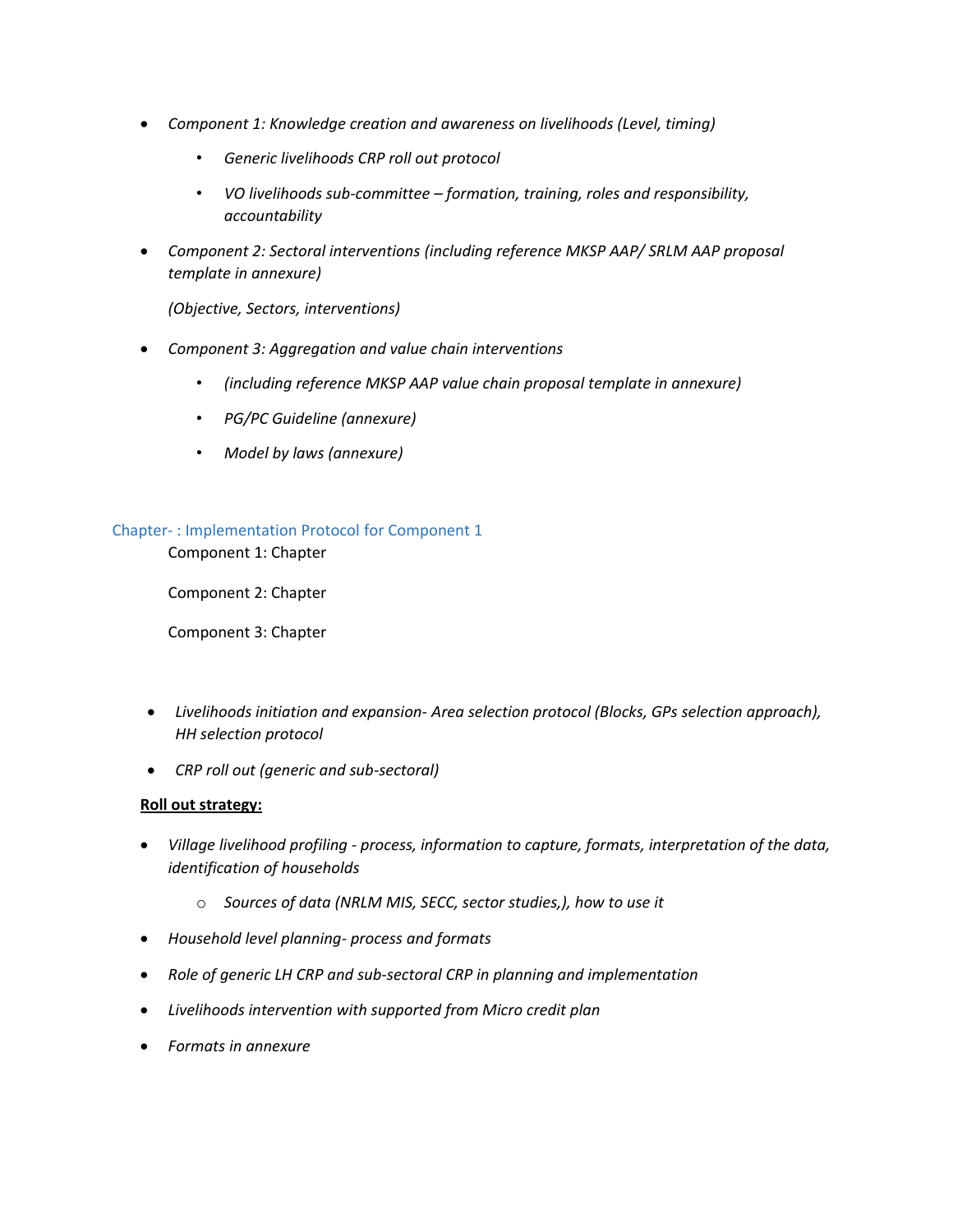- *Component 1: Knowledge creation and awareness on livelihoods (Level, timing)*
    - *Generic livelihoods CRP roll out protocol*
    - *VO livelihoods sub-committee – formation, training, roles and responsibility, accountability*
- *Component 2: Sectoral interventions (including reference MKSP AAP/ SRLM AAP proposal template in annexure)*

  *(Objective, Sectors, interventions)*
- *Component 3: Aggregation and value chain interventions*
    - *(including reference MKSP AAP value chain proposal template in annexure)*
    - *PG/PC Guideline (annexure)*
    - *Model by laws (annexure)*

## Chapter- : Implementation Protocol for Component 1

Component 1: Chapter

Component 2: Chapter

Component 3: Chapter

- *Livelihoods initiation and expansion- Area selection protocol (Blocks, GPs selection approach), HH selection protocol*
- *CRP roll out (generic and sub-sectoral)*

**Roll out strategy:**

- *Village livelihood profiling - process, information to capture, formats, interpretation of the data, identification of households*
    - *Sources of data (NRLM MIS, SECC, sector studies,), how to use it*
- *Household level planning- process and formats*
- *Role of generic LH CRP and sub-sectoral CRP in planning and implementation*
- *Livelihoods intervention with supported from Micro credit plan*
- *Formats in annexure*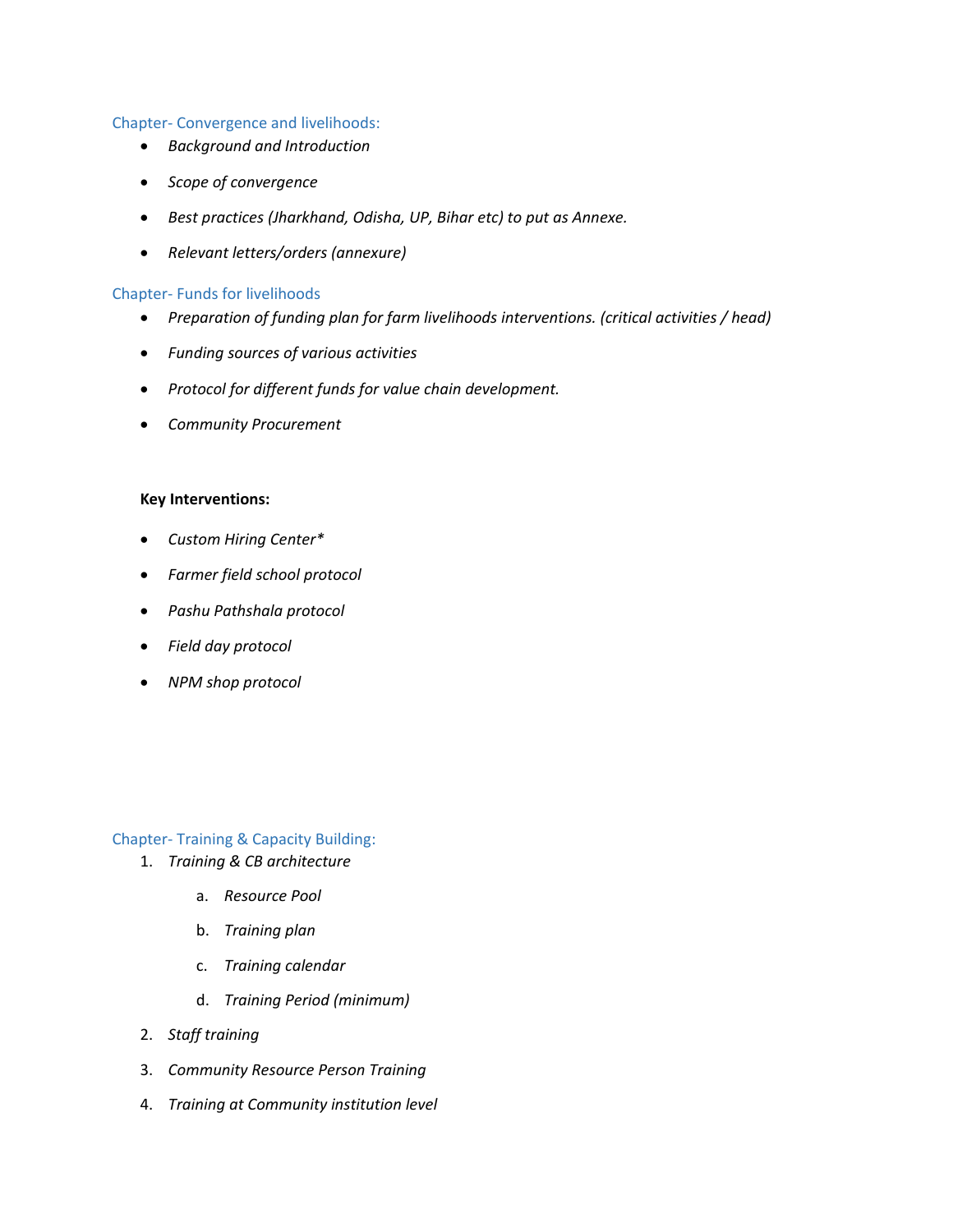## Chapter- Convergence and livelihoods:

- *Background and Introduction*
- *Scope of convergence*
- *Best practices (Jharkhand, Odisha, UP, Bihar etc) to put as Annexe.*
- *Relevant letters/orders (annexure)*

## Chapter- Funds for livelihoods

- *Preparation of funding plan for farm livelihoods interventions. (critical activities / head)*
- *Funding sources of various activities*
- *Protocol for different funds for value chain development.*
- *Community Procurement*

**Key Interventions:**

- *Custom Hiring Center**
- *Farmer field school protocol*
- *Pashu Pathshala protocol*
- *Field day protocol*
- *NPM shop protocol*

## Chapter- Training & Capacity Building:

1. *Training & CB architecture*
    a. *Resource Pool*
    b. *Training plan*
    c. *Training calendar*
    d. *Training Period (minimum)*
2. *Staff training*
3. *Community Resource Person Training*
4. *Training at Community institution level*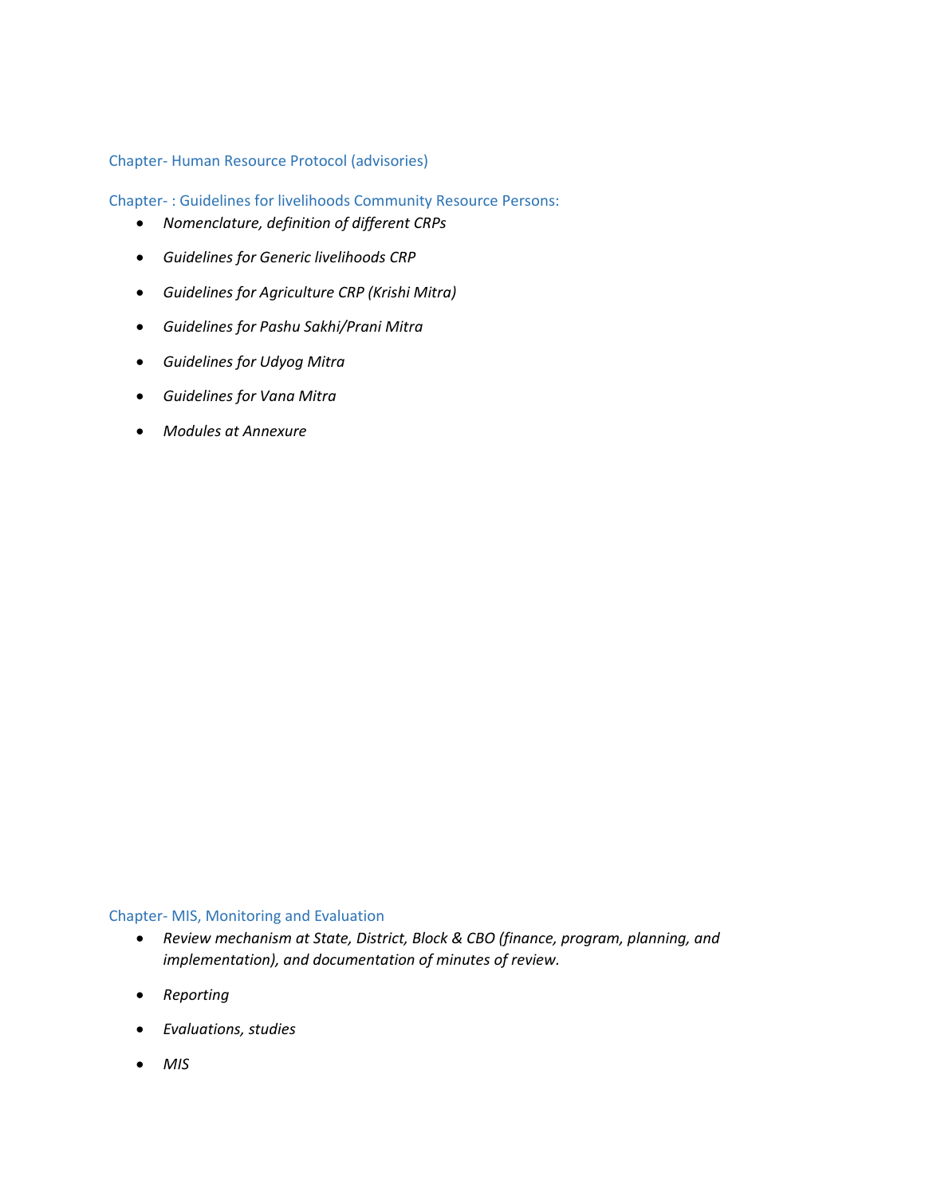## Chapter- Human Resource Protocol (advisories)

## Chapter- : Guidelines for livelihoods Community Resource Persons:

- *Nomenclature, definition of different CRPs*
- *Guidelines for Generic livelihoods CRP*
- *Guidelines for Agriculture CRP (Krishi Mitra)*
- *Guidelines for Pashu Sakhi/Prani Mitra*
- *Guidelines for Udyog Mitra*
- *Guidelines for Vana Mitra*
- *Modules at Annexure*

## Chapter- MIS, Monitoring and Evaluation

- *Review mechanism at State, District, Block & CBO (finance, program, planning, and implementation), and documentation of minutes of review.*
- *Reporting*
- *Evaluations, studies*
- *MIS*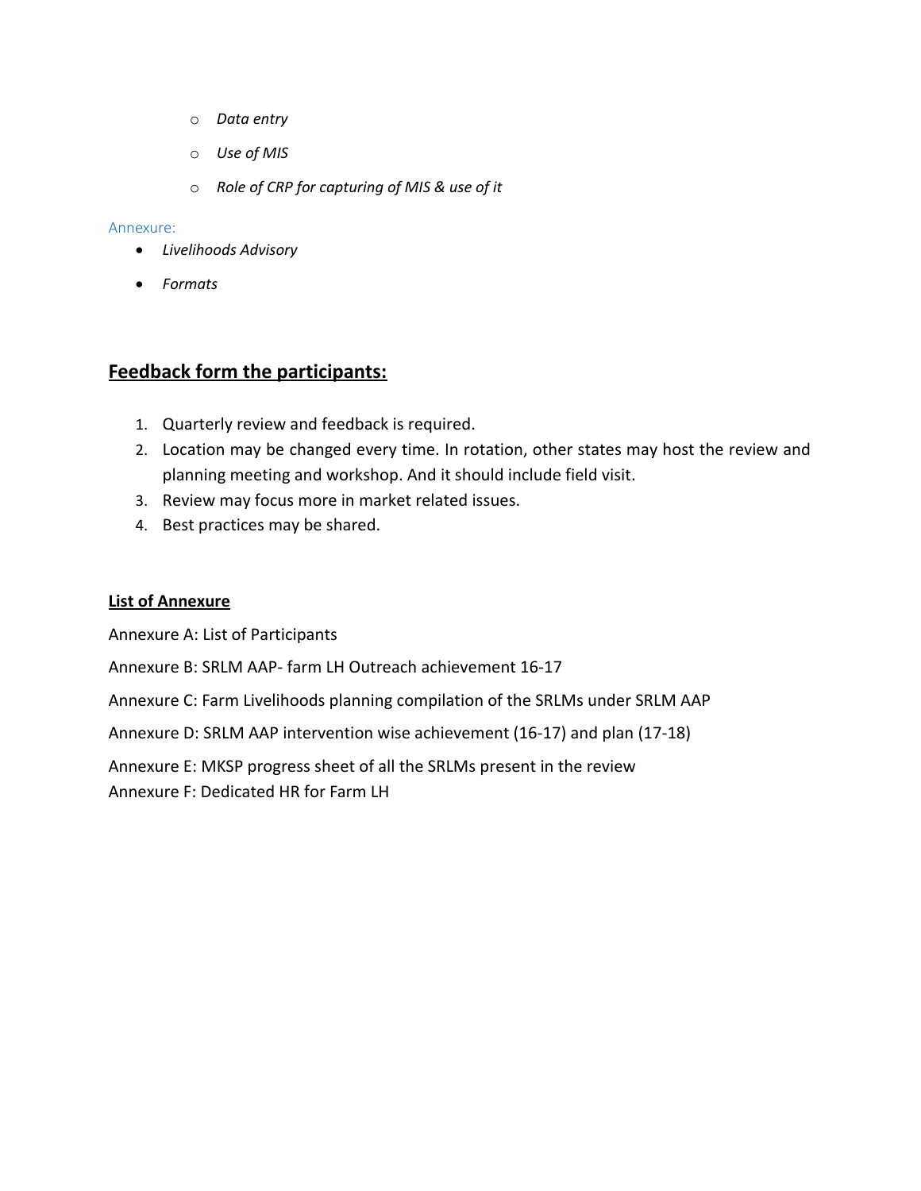- *Data entry*
  - *Use of MIS*
  - *Role of CRP for capturing of MIS & use of it*

Annexure:

- *Livelihoods Advisory*
- *Formats*

## Feedback form the participants:

1. Quarterly review and feedback is required.
2. Location may be changed every time. In rotation, other states may host the review and planning meeting and workshop. And it should include field visit.
3. Review may focus more in market related issues.
4. Best practices may be shared.

**List of Annexure**

Annexure A: List of Participants

Annexure B: SRLM AAP- farm LH Outreach achievement 16-17

Annexure C: Farm Livelihoods planning compilation of the SRLMs under SRLM AAP

Annexure D: SRLM AAP intervention wise achievement (16-17) and plan (17-18)

Annexure E: MKSP progress sheet of all the SRLMs present in the review

Annexure F: Dedicated HR for Farm LH